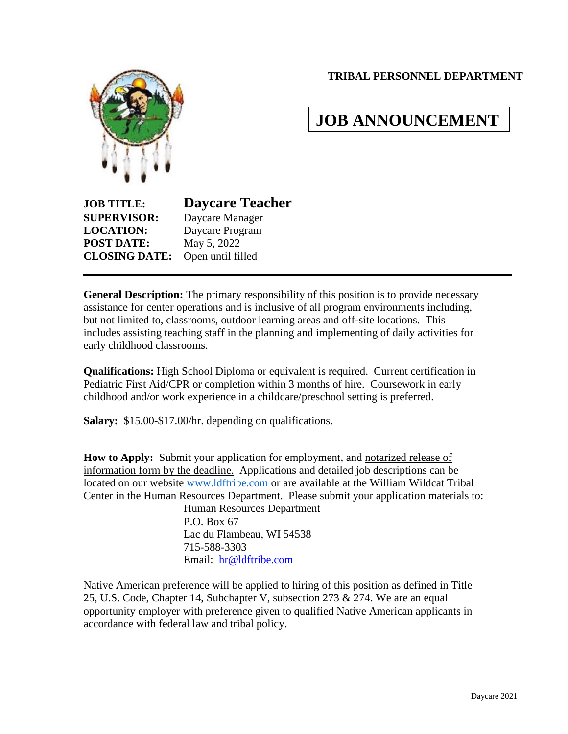**TRIBAL PERSONNEL DEPARTMENT**

# JOB ANNOUNCEMENT

**JOB TITLE:** **Daycare Teacher**
**SUPERVISOR:** Daycare Manager
**LOCATION:** Daycare Program
**POST DATE:** May 5, 2022
**CLOSING DATE:** Open until filled

---

**General Description:** The primary responsibility of this position is to provide necessary assistance for center operations and is inclusive of all program environments including, but not limited to, classrooms, outdoor learning areas and off-site locations. This includes assisting teaching staff in the planning and implementing of daily activities for early childhood classrooms.

**Qualifications:** High School Diploma or equivalent is required. Current certification in Pediatric First Aid/CPR or completion within 3 months of hire. Coursework in early childhood and/or work experience in a childcare/preschool setting is preferred.

**Salary:** $15.00-$17.00/hr. depending on qualifications.

**How to Apply:** Submit your application for employment, and notarized release of information form by the deadline. Applications and detailed job descriptions can be located on our website www.ldftribe.com or are available at the William Wildcat Tribal Center in the Human Resources Department. Please submit your application materials to:

Human Resources Department
P.O. Box 67
Lac du Flambeau, WI 54538
715-588-3303
Email: hr@ldftribe.com

Native American preference will be applied to hiring of this position as defined in Title 25, U.S. Code, Chapter 14, Subchapter V, subsection 273 & 274. We are an equal opportunity employer with preference given to qualified Native American applicants in accordance with federal law and tribal policy.

Daycare 2021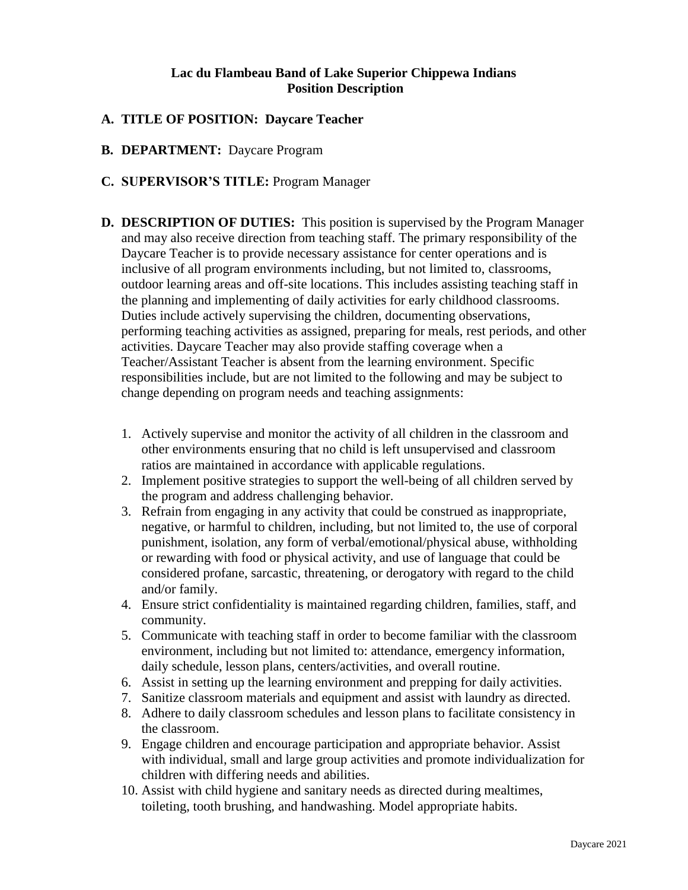**Lac du Flambeau Band of Lake Superior Chippewa Indians**
**Position Description**

**A. TITLE OF POSITION: Daycare Teacher**

**B. DEPARTMENT:** Daycare Program

**C. SUPERVISOR'S TITLE:** Program Manager

**D. DESCRIPTION OF DUTIES:** This position is supervised by the Program Manager and may also receive direction from teaching staff. The primary responsibility of the Daycare Teacher is to provide necessary assistance for center operations and is inclusive of all program environments including, but not limited to, classrooms, outdoor learning areas and off-site locations. This includes assisting teaching staff in the planning and implementing of daily activities for early childhood classrooms. Duties include actively supervising the children, documenting observations, performing teaching activities as assigned, preparing for meals, rest periods, and other activities. Daycare Teacher may also provide staffing coverage when a Teacher/Assistant Teacher is absent from the learning environment. Specific responsibilities include, but are not limited to the following and may be subject to change depending on program needs and teaching assignments:

1. Actively supervise and monitor the activity of all children in the classroom and other environments ensuring that no child is left unsupervised and classroom ratios are maintained in accordance with applicable regulations.
2. Implement positive strategies to support the well-being of all children served by the program and address challenging behavior.
3. Refrain from engaging in any activity that could be construed as inappropriate, negative, or harmful to children, including, but not limited to, the use of corporal punishment, isolation, any form of verbal/emotional/physical abuse, withholding or rewarding with food or physical activity, and use of language that could be considered profane, sarcastic, threatening, or derogatory with regard to the child and/or family.
4. Ensure strict confidentiality is maintained regarding children, families, staff, and community.
5. Communicate with teaching staff in order to become familiar with the classroom environment, including but not limited to: attendance, emergency information, daily schedule, lesson plans, centers/activities, and overall routine.
6. Assist in setting up the learning environment and prepping for daily activities.
7. Sanitize classroom materials and equipment and assist with laundry as directed.
8. Adhere to daily classroom schedules and lesson plans to facilitate consistency in the classroom.
9. Engage children and encourage participation and appropriate behavior. Assist with individual, small and large group activities and promote individualization for children with differing needs and abilities.
10. Assist with child hygiene and sanitary needs as directed during mealtimes, toileting, tooth brushing, and handwashing. Model appropriate habits.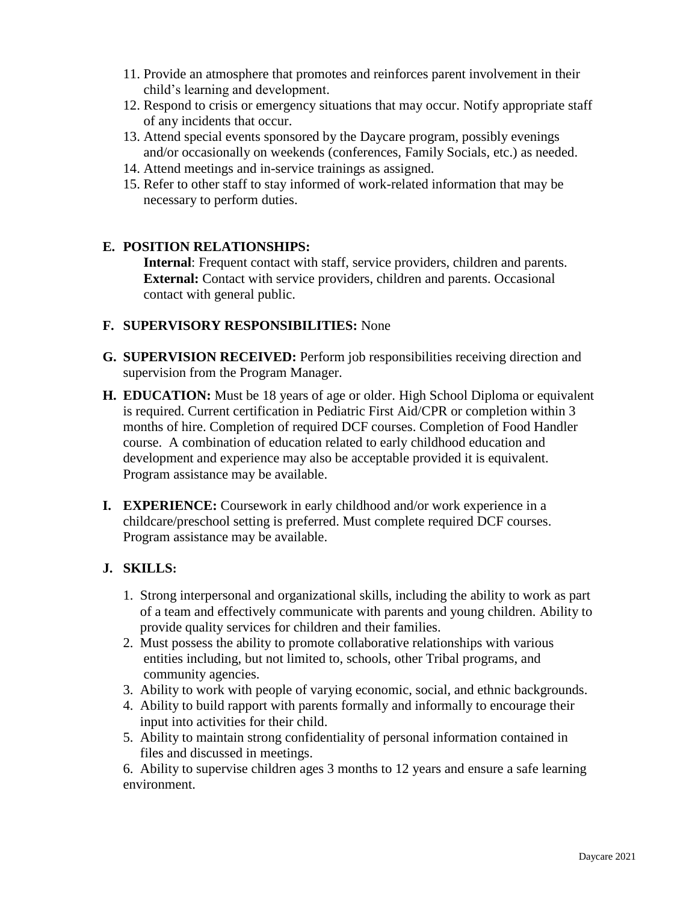11. Provide an atmosphere that promotes and reinforces parent involvement in their child's learning and development.
12. Respond to crisis or emergency situations that may occur. Notify appropriate staff of any incidents that occur.
13. Attend special events sponsored by the Daycare program, possibly evenings and/or occasionally on weekends (conferences, Family Socials, etc.) as needed.
14. Attend meetings and in-service trainings as assigned.
15. Refer to other staff to stay informed of work-related information that may be necessary to perform duties.

**E. POSITION RELATIONSHIPS:**

**Internal**: Frequent contact with staff, service providers, children and parents.
**External:** Contact with service providers, children and parents. Occasional contact with general public.

**F. SUPERVISORY RESPONSIBILITIES:** None

**G. SUPERVISION RECEIVED:** Perform job responsibilities receiving direction and supervision from the Program Manager.

**H. EDUCATION:** Must be 18 years of age or older. High School Diploma or equivalent is required. Current certification in Pediatric First Aid/CPR or completion within 3 months of hire. Completion of required DCF courses. Completion of Food Handler course. A combination of education related to early childhood education and development and experience may also be acceptable provided it is equivalent. Program assistance may be available.

**I. EXPERIENCE:** Coursework in early childhood and/or work experience in a childcare/preschool setting is preferred. Must complete required DCF courses. Program assistance may be available.

**J. SKILLS:**

1. Strong interpersonal and organizational skills, including the ability to work as part of a team and effectively communicate with parents and young children. Ability to provide quality services for children and their families.
2. Must possess the ability to promote collaborative relationships with various entities including, but not limited to, schools, other Tribal programs, and community agencies.
3. Ability to work with people of varying economic, social, and ethnic backgrounds.
4. Ability to build rapport with parents formally and informally to encourage their input into activities for their child.
5. Ability to maintain strong confidentiality of personal information contained in files and discussed in meetings.
6. Ability to supervise children ages 3 months to 12 years and ensure a safe learning environment.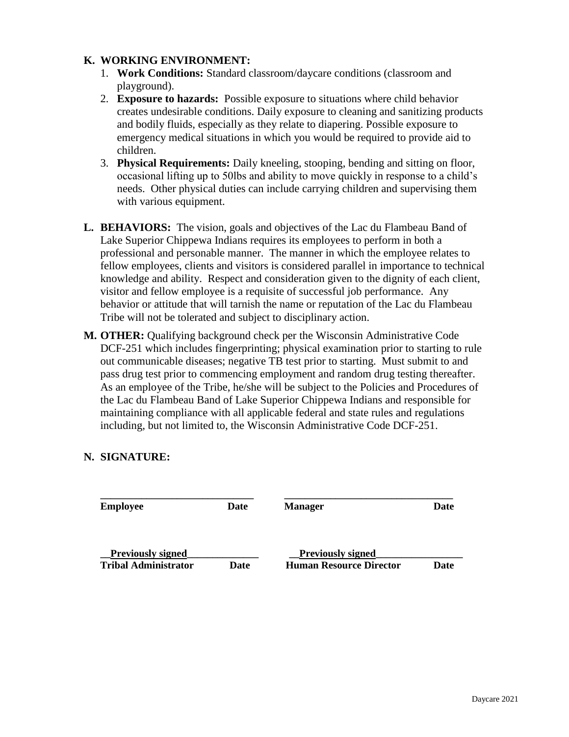## K. WORKING ENVIRONMENT:

1. **Work Conditions:** Standard classroom/daycare conditions (classroom and playground).
2. **Exposure to hazards:** Possible exposure to situations where child behavior creates undesirable conditions. Daily exposure to cleaning and sanitizing products and bodily fluids, especially as they relate to diapering. Possible exposure to emergency medical situations in which you would be required to provide aid to children.
3. **Physical Requirements:** Daily kneeling, stooping, bending and sitting on floor, occasional lifting up to 50lbs and ability to move quickly in response to a child's needs. Other physical duties can include carrying children and supervising them with various equipment.

## L. BEHAVIORS:

The vision, goals and objectives of the Lac du Flambeau Band of Lake Superior Chippewa Indians requires its employees to perform in both a professional and personable manner. The manner in which the employee relates to fellow employees, clients and visitors is considered parallel in importance to technical knowledge and ability. Respect and consideration given to the dignity of each client, visitor and fellow employee is a requisite of successful job performance. Any behavior or attitude that will tarnish the name or reputation of the Lac du Flambeau Tribe will not be tolerated and subject to disciplinary action.

## M. OTHER:

Qualifying background check per the Wisconsin Administrative Code DCF-251 which includes fingerprinting; physical examination prior to starting to rule out communicable diseases; negative TB test prior to starting. Must submit to and pass drug test prior to commencing employment and random drug testing thereafter. As an employee of the Tribe, he/she will be subject to the Policies and Procedures of the Lac du Flambeau Band of Lake Superior Chippewa Indians and responsible for maintaining compliance with all applicable federal and state rules and regulations including, but not limited to, the Wisconsin Administrative Code DCF-251.

## N. SIGNATURE:

______________________________ ______________________________

**Employee** **Date** **Manager** **Date**

__**Previously signed**______________ __**Previously signed**_________________

**Tribal Administrator** **Date** **Human Resource Director** **Date**

Daycare 2021